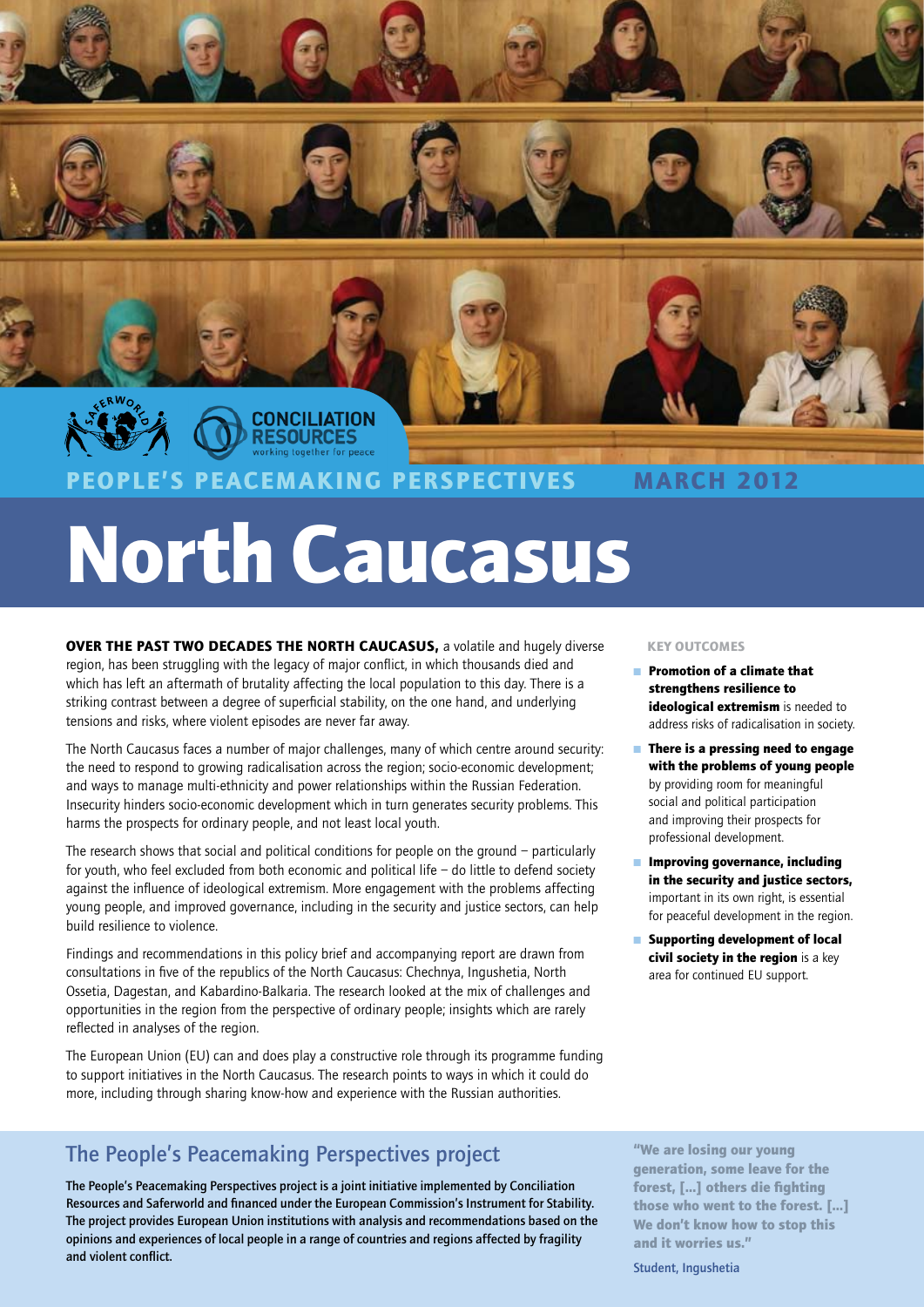PEOPLE'S PEACEMAKING PERSPECTIVES

MARCH 2012

# North Caucasus

**OVER THE PAST TWO DECADES THE NORTH CAUCASUS,** a volatile and hugely diverse region, has been struggling with the legacy of major conflict, in which thousands died and which has left an aftermath of brutality affecting the local population to this day. There is a striking contrast between a degree of superficial stability, on the one hand, and underlying tensions and risks, where violent episodes are never far away.

The North Caucasus faces a number of major challenges, many of which centre around security: the need to respond to growing radicalisation across the region; socio-economic development; and ways to manage multi-ethnicity and power relationships within the Russian Federation. Insecurity hinders socio-economic development which in turn generates security problems. This harms the prospects for ordinary people, and not least local youth.

The research shows that social and political conditions for people on the ground – particularly for youth, who feel excluded from both economic and political life – do little to defend society against the influence of ideological extremism. More engagement with the problems affecting young people, and improved governance, including in the security and justice sectors, can help build resilience to violence.

Findings and recommendations in this policy brief and accompanying report are drawn from consultations in five of the republics of the North Caucasus: Chechnya, Ingushetia, North Ossetia, Dagestan, and Kabardino-Balkaria. The research looked at the mix of challenges and opportunities in the region from the perspective of ordinary people; insights which are rarely reflected in analyses of the region.

The European Union (EU) can and does play a constructive role through its programme funding to support initiatives in the North Caucasus. The research points to ways in which it could do more, including through sharing know-how and experience with the Russian authorities.

### KEY OUTCOMES

- **Promotion of a climate that strengthens resilience to ideological extremism** is needed to address risks of radicalisation in society.
- **There is a pressing need to engage with the problems of young people** by providing room for meaningful social and political participation and improving their prospects for professional development.
- **Improving governance, including in the security and justice sectors,** important in its own right, is essential for peaceful development in the region.
- **Supporting development of local civil society in the region** is a key area for continued EU support.

## The People's Peacemaking Perspectives project

**The People's Peacemaking Perspectives project is a joint initiative implemented by Conciliation Resources and Saferworld and financed under the European Commission's Instrument for Stability. The project provides European Union institutions with analysis and recommendations based on the opinions and experiences of local people in a range of countries and regions affected by fragility and violent conflict.**

**"We are losing our young generation, some leave for the forest, [...] others die fighting those who went to the forest. [...] We don't know how to stop this and it worries us."**

Student, Ingushetia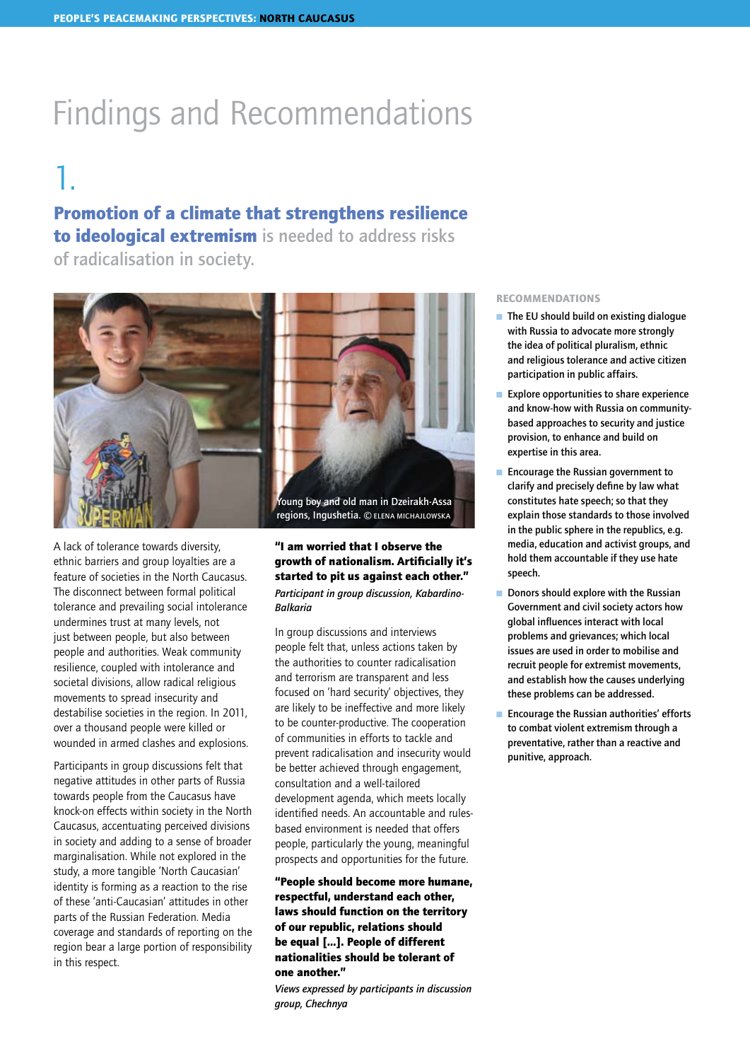# Findings and Recommendations

## 1.

**Promotion of a climate that strengthens resilience to ideological extremism** is needed to address risks of radicalisation in society.

Young boy and old man in Dzeirakh-Assa regions, Ingushetia. © ELENA MICHAJLOWSKA

A lack of tolerance towards diversity, ethnic barriers and group loyalties are a feature of societies in the North Caucasus. The disconnect between formal political tolerance and prevailing social intolerance undermines trust at many levels, not just between people, but also between people and authorities. Weak community resilience, coupled with intolerance and societal divisions, allow radical religious movements to spread insecurity and destabilise societies in the region. In 2011, over a thousand people were killed or wounded in armed clashes and explosions.

Participants in group discussions felt that negative attitudes in other parts of Russia towards people from the Caucasus have knock-on effects within society in the North Caucasus, accentuating perceived divisions in society and adding to a sense of broader marginalisation. While not explored in the study, a more tangible 'North Caucasian' identity is forming as a reaction to the rise of these 'anti-Caucasian' attitudes in other parts of the Russian Federation. Media coverage and standards of reporting on the region bear a large portion of responsibility in this respect.

**"I am worried that I observe the growth of nationalism. Artificially it's started to pit us against each other."**

*Participant in group discussion, Kabardino-Balkaria*

In group discussions and interviews people felt that, unless actions taken by the authorities to counter radicalisation and terrorism are transparent and less focused on 'hard security' objectives, they are likely to be ineffective and more likely to be counter-productive. The cooperation of communities in efforts to tackle and prevent radicalisation and insecurity would be better achieved through engagement, consultation and a well-tailored development agenda, which meets locally identified needs. An accountable and rules-based environment is needed that offers people, particularly the young, meaningful prospects and opportunities for the future.

**"People should become more humane, respectful, understand each other, laws should function on the territory of our republic, relations should be equal […]. People of different nationalities should be tolerant of one another."**

*Views expressed by participants in discussion group, Chechnya*

### RECOMMENDATIONS

- The EU should build on existing dialogue with Russia to advocate more strongly the idea of political pluralism, ethnic and religious tolerance and active citizen participation in public affairs.
- Explore opportunities to share experience and know-how with Russia on community-based approaches to security and justice provision, to enhance and build on expertise in this area.
- Encourage the Russian government to clarify and precisely define by law what constitutes hate speech; so that they explain those standards to those involved in the public sphere in the republics, e.g. media, education and activist groups, and hold them accountable if they use hate speech.
- Donors should explore with the Russian Government and civil society actors how global influences interact with local problems and grievances; which local issues are used in order to mobilise and recruit people for extremist movements, and establish how the causes underlying these problems can be addressed.
- Encourage the Russian authorities' efforts to combat violent extremism through a preventative, rather than a reactive and punitive, approach.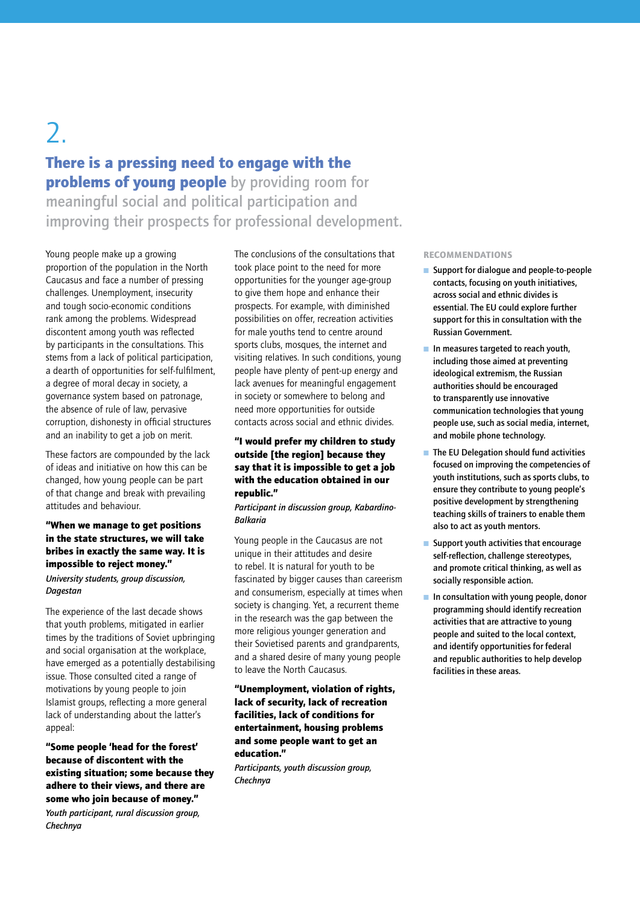# 2.

## **There is a pressing need to engage with the problems of young people** by providing room for meaningful social and political participation and improving their prospects for professional development.

Young people make up a growing proportion of the population in the North Caucasus and face a number of pressing challenges. Unemployment, insecurity and tough socio-economic conditions rank among the problems. Widespread discontent among youth was reflected by participants in the consultations. This stems from a lack of political participation, a dearth of opportunities for self-fulfilment, a degree of moral decay in society, a governance system based on patronage, the absence of rule of law, pervasive corruption, dishonesty in official structures and an inability to get a job on merit.

These factors are compounded by the lack of ideas and initiative on how this can be changed, how young people can be part of that change and break with prevailing attitudes and behaviour.

**"When we manage to get positions in the state structures, we will take bribes in exactly the same way. It is impossible to reject money."**

*University students, group discussion, Dagestan*

The experience of the last decade shows that youth problems, mitigated in earlier times by the traditions of Soviet upbringing and social organisation at the workplace, have emerged as a potentially destabilising issue. Those consulted cited a range of motivations by young people to join Islamist groups, reflecting a more general lack of understanding about the latter's appeal:

**"Some people 'head for the forest' because of discontent with the existing situation; some because they adhere to their views, and there are some who join because of money."**

*Youth participant, rural discussion group, Chechnya*

The conclusions of the consultations that took place point to the need for more opportunities for the younger age-group to give them hope and enhance their prospects. For example, with diminished possibilities on offer, recreation activities for male youths tend to centre around sports clubs, mosques, the internet and visiting relatives. In such conditions, young people have plenty of pent-up energy and lack avenues for meaningful engagement in society or somewhere to belong and need more opportunities for outside contacts across social and ethnic divides.

**"I would prefer my children to study outside [the region] because they say that it is impossible to get a job with the education obtained in our republic."**

*Participant in discussion group, Kabardino-Balkaria*

Young people in the Caucasus are not unique in their attitudes and desire to rebel. It is natural for youth to be fascinated by bigger causes than careerism and consumerism, especially at times when society is changing. Yet, a recurrent theme in the research was the gap between the more religious younger generation and their Sovietised parents and grandparents, and a shared desire of many young people to leave the North Caucasus.

**"Unemployment, violation of rights, lack of security, lack of recreation facilities, lack of conditions for entertainment, housing problems and some people want to get an education."**

*Participants, youth discussion group, Chechnya*

### RECOMMENDATIONS

- **Support for dialogue and people-to-people contacts, focusing on youth initiatives, across social and ethnic divides is essential. The EU could explore further support for this in consultation with the Russian Government.**
- **In measures targeted to reach youth, including those aimed at preventing ideological extremism, the Russian authorities should be encouraged to transparently use innovative communication technologies that young people use, such as social media, internet, and mobile phone technology.**
- **The EU Delegation should fund activities focused on improving the competencies of youth institutions, such as sports clubs, to ensure they contribute to young people's positive development by strengthening teaching skills of trainers to enable them also to act as youth mentors.**
- **Support youth activities that encourage self-reflection, challenge stereotypes, and promote critical thinking, as well as socially responsible action.**
- **In consultation with young people, donor programming should identify recreation activities that are attractive to young people and suited to the local context, and identify opportunities for federal and republic authorities to help develop facilities in these areas.**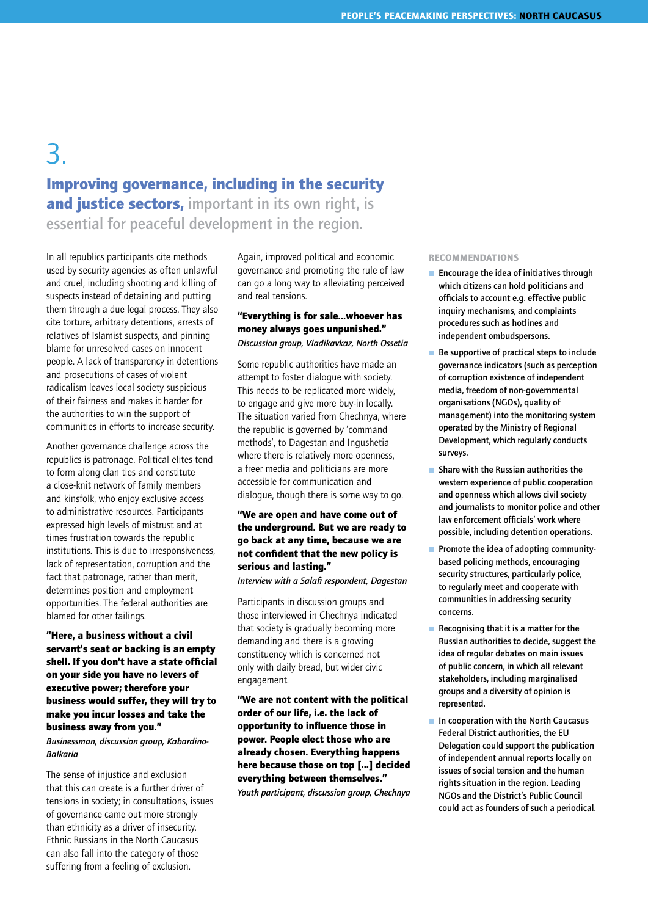# 3.

## **Improving governance, including in the security and justice sectors,** important in its own right, is essential for peaceful development in the region.

In all republics participants cite methods used by security agencies as often unlawful and cruel, including shooting and killing of suspects instead of detaining and putting them through a due legal process. They also cite torture, arbitrary detentions, arrests of relatives of Islamist suspects, and pinning blame for unresolved cases on innocent people. A lack of transparency in detentions and prosecutions of cases of violent radicalism leaves local society suspicious of their fairness and makes it harder for the authorities to win the support of communities in efforts to increase security.

Another governance challenge across the republics is patronage. Political elites tend to form along clan ties and constitute a close-knit network of family members and kinsfolk, who enjoy exclusive access to administrative resources. Participants expressed high levels of mistrust and at times frustration towards the republic institutions. This is due to irresponsiveness, lack of representation, corruption and the fact that patronage, rather than merit, determines position and employment opportunities. The federal authorities are blamed for other failings.

**"Here, a business without a civil servant's seat or backing is an empty shell. If you don't have a state official on your side you have no levers of executive power; therefore your business would suffer, they will try to make you incur losses and take the business away from you."**

*Businessman, discussion group, Kabardino-Balkaria*

The sense of injustice and exclusion that this can create is a further driver of tensions in society; in consultations, issues of governance came out more strongly than ethnicity as a driver of insecurity. Ethnic Russians in the North Caucasus can also fall into the category of those suffering from a feeling of exclusion.

Again, improved political and economic governance and promoting the rule of law can go a long way to alleviating perceived and real tensions.

**"Everything is for sale...whoever has money always goes unpunished."**

*Discussion group, Vladikavkaz, North Ossetia*

Some republic authorities have made an attempt to foster dialogue with society. This needs to be replicated more widely, to engage and give more buy-in locally. The situation varied from Chechnya, where the republic is governed by 'command methods', to Dagestan and Ingushetia where there is relatively more openness, a freer media and politicians are more accessible for communication and dialogue, though there is some way to go.

**"We are open and have come out of the underground. But we are ready to go back at any time, because we are not confident that the new policy is serious and lasting."**

*Interview with a Salafi respondent, Dagestan*

Participants in discussion groups and those interviewed in Chechnya indicated that society is gradually becoming more demanding and there is a growing constituency which is concerned not only with daily bread, but wider civic engagement.

**"We are not content with the political order of our life, i.e. the lack of opportunity to influence those in power. People elect those who are already chosen. Everything happens here because those on top [...] decided everything between themselves."**

*Youth participant, discussion group, Chechnya*

### RECOMMENDATIONS

- **Encourage the idea of initiatives through which citizens can hold politicians and officials to account e.g. effective public inquiry mechanisms, and complaints procedures such as hotlines and independent ombudspersons.**
- **Be supportive of practical steps to include governance indicators (such as perception of corruption existence of independent media, freedom of non-governmental organisations (NGOs), quality of management) into the monitoring system operated by the Ministry of Regional Development, which regularly conducts surveys.**
- **Share with the Russian authorities the western experience of public cooperation and openness which allows civil society and journalists to monitor police and other law enforcement officials' work where possible, including detention operations.**
- **Promote the idea of adopting community-based policing methods, encouraging security structures, particularly police, to regularly meet and cooperate with communities in addressing security concerns.**
- **Recognising that it is a matter for the Russian authorities to decide, suggest the idea of regular debates on main issues of public concern, in which all relevant stakeholders, including marginalised groups and a diversity of opinion is represented.**
- **In cooperation with the North Caucasus Federal District authorities, the EU Delegation could support the publication of independent annual reports locally on issues of social tension and the human rights situation in the region. Leading NGOs and the District's Public Council could act as founders of such a periodical.**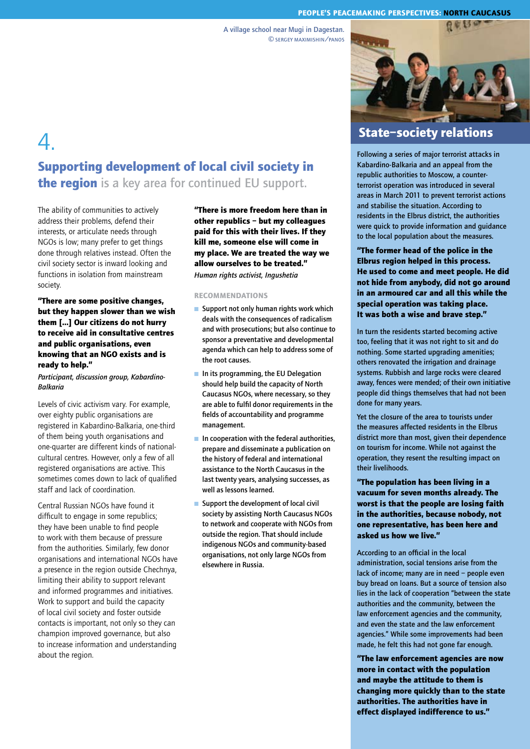A village school near Mugi in Dagestan.
© SERGEY MAXIMISHIN/PANOS

# 4.

## **Supporting development of local civil society in the region** is a key area for continued EU support.

The ability of communities to actively address their problems, defend their interests, or articulate needs through NGOs is low; many prefer to get things done through relatives instead. Often the civil society sector is inward looking and functions in isolation from mainstream society.

**"There are some positive changes, but they happen slower than we wish them [...] Our citizens do not hurry to receive aid in consultative centres and public organisations, even knowing that an NGO exists and is ready to help."**
*Participant, discussion group, Kabardino-Balkaria*

Levels of civic activism vary. For example, over eighty public organisations are registered in Kabardino-Balkaria, one-third of them being youth organisations and one-quarter are different kinds of national-cultural centres. However, only a few of all registered organisations are active. This sometimes comes down to lack of qualified staff and lack of coordination.

Central Russian NGOs have found it difficult to engage in some republics; they have been unable to find people to work with them because of pressure from the authorities. Similarly, few donor organisations and international NGOs have a presence in the region outside Chechnya, limiting their ability to support relevant and informed programmes and initiatives. Work to support and build the capacity of local civil society and foster outside contacts is important, not only so they can champion improved governance, but also to increase information and understanding about the region.

**"There is more freedom here than in other republics – but my colleagues paid for this with their lives. If they kill me, someone else will come in my place. We are treated the way we allow ourselves to be treated."**
*Human rights activist, Ingushetia*

### RECOMMENDATIONS

- Support not only human rights work which deals with the consequences of radicalism and with prosecutions; but also continue to sponsor a preventative and developmental agenda which can help to address some of the root causes.
- In its programming, the EU Delegation should help build the capacity of North Caucasus NGOs, where necessary, so they are able to fulfil donor requirements in the fields of accountability and programme management.
- In cooperation with the federal authorities, prepare and disseminate a publication on the history of federal and international assistance to the North Caucasus in the last twenty years, analysing successes, as well as lessons learned.
- Support the development of local civil society by assisting North Caucasus NGOs to network and cooperate with NGOs from outside the region. That should include indigenous NGOs and community-based organisations, not only large NGOs from elsewhere in Russia.

## State–society relations

Following a series of major terrorist attacks in Kabardino-Balkaria and an appeal from the republic authorities to Moscow, a counter-terrorist operation was introduced in several areas in March 2011 to prevent terrorist actions and stabilise the situation. According to residents in the Elbrus district, the authorities were quick to provide information and guidance to the local population about the measures.

**"The former head of the police in the Elbrus region helped in this process. He used to come and meet people. He did not hide from anybody, did not go around in an armoured car and all this while the special operation was taking place. It was both a wise and brave step."**

In turn the residents started becoming active too, feeling that it was not right to sit and do nothing. Some started upgrading amenities; others renovated the irrigation and drainage systems. Rubbish and large rocks were cleared away, fences were mended; of their own initiative people did things themselves that had not been done for many years.

Yet the closure of the area to tourists under the measures affected residents in the Elbrus district more than most, given their dependence on tourism for income. While not against the operation, they resent the resulting impact on their livelihoods.

**"The population has been living in a vacuum for seven months already. The worst is that the people are losing faith in the authorities, because nobody, not one representative, has been here and asked us how we live."**

According to an official in the local administration, social tensions arise from the lack of income; many are in need – people even buy bread on loans. But a source of tension also lies in the lack of cooperation "between the state authorities and the community, between the law enforcement agencies and the community, and even the state and the law enforcement agencies." While some improvements had been made, he felt this had not gone far enough.

**"The law enforcement agencies are now more in contact with the population and maybe the attitude to them is changing more quickly than to the state authorities. The authorities have in effect displayed indifference to us."**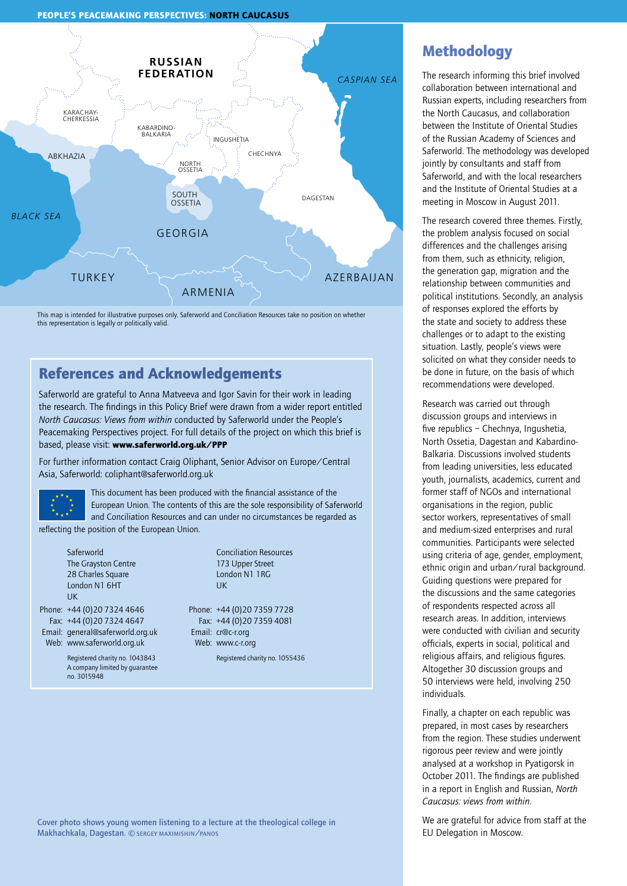RUSSIAN FEDERATION

CASPIAN SEA

KARACHAY-CHERKESSIA

KABARDINO-BALKARIA

INGUSHETIA

CHECHNYA

ABKHAZIA

NORTH OSSETIA

SOUTH OSSETIA

DAGESTAN

BLACK SEA

GEORGIA

TURKEY

AZERBAIJAN

ARMENIA

This map is intended for illustrative purposes only. Saferworld and Conciliation Resources take no position on whether this representation is legally or politically valid.

## References and Acknowledgements

Saferworld are grateful to Anna Matveeva and Igor Savin for their work in leading the research. The findings in this Policy Brief were drawn from a wider report entitled *North Caucasus: Views from within* conducted by Saferworld under the People's Peacemaking Perspectives project. For full details of the project on which this brief is based, please visit: **www.saferworld.org.uk/PPP**

For further information contact Craig Oliphant, Senior Advisor on Europe/Central Asia, Saferworld: coliphant@saferworld.org.uk

This document has been produced with the financial assistance of the European Union. The contents of this are the sole responsibility of Saferworld and Conciliation Resources and can under no circumstances be regarded as reflecting the position of the European Union.

Saferworld
The Grayston Centre
28 Charles Square
London N1 6HT
UK

Phone: +44 (0)20 7324 4646
Fax: +44 (0)20 7324 4647
Email: general@saferworld.org.uk
Web: www.saferworld.org.uk

Registered charity no. 1043843
A company limited by guarantee no. 3015948

Conciliation Resources
173 Upper Street
London N1 1RG
UK

Phone: +44 (0)20 7359 7728
Fax: +44 (0)20 7359 4081
Email: cr@c-r.org
Web: www.c-r.org

Registered charity no. 1055436

**Cover photo shows young women listening to a lecture at the theological college in Makhachkala, Dagestan.** © SERGEY MAXIMISHIN/PANOS

## Methodology

The research informing this brief involved collaboration between international and Russian experts, including researchers from the North Caucasus, and collaboration between the Institute of Oriental Studies of the Russian Academy of Sciences and Saferworld. The methodology was developed jointly by consultants and staff from Saferworld, and with the local researchers and the Institute of Oriental Studies at a meeting in Moscow in August 2011.

The research covered three themes. Firstly, the problem analysis focused on social differences and the challenges arising from them, such as ethnicity, religion, the generation gap, migration and the relationship between communities and political institutions. Secondly, an analysis of responses explored the efforts by the state and society to address these challenges or to adapt to the existing situation. Lastly, people's views were solicited on what they consider needs to be done in future, on the basis of which recommendations were developed.

Research was carried out through discussion groups and interviews in five republics – Chechnya, Ingushetia, North Ossetia, Dagestan and Kabardino-Balkaria. Discussions involved students from leading universities, less educated youth, journalists, academics, current and former staff of NGOs and international organisations in the region, public sector workers, representatives of small and medium-sized enterprises and rural communities. Participants were selected using criteria of age, gender, employment, ethnic origin and urban/rural background. Guiding questions were prepared for the discussions and the same categories of respondents respected across all research areas. In addition, interviews were conducted with civilian and security officials, experts in social, political and religious affairs, and religious figures. Altogether 30 discussion groups and 50 interviews were held, involving 250 individuals.

Finally, a chapter on each republic was prepared, in most cases by researchers from the region. These studies underwent rigorous peer review and were jointly analysed at a workshop in Pyatigorsk in October 2011. The findings are published in a report in English and Russian, *North Caucasus: views from within*.

We are grateful for advice from staff at the EU Delegation in Moscow.